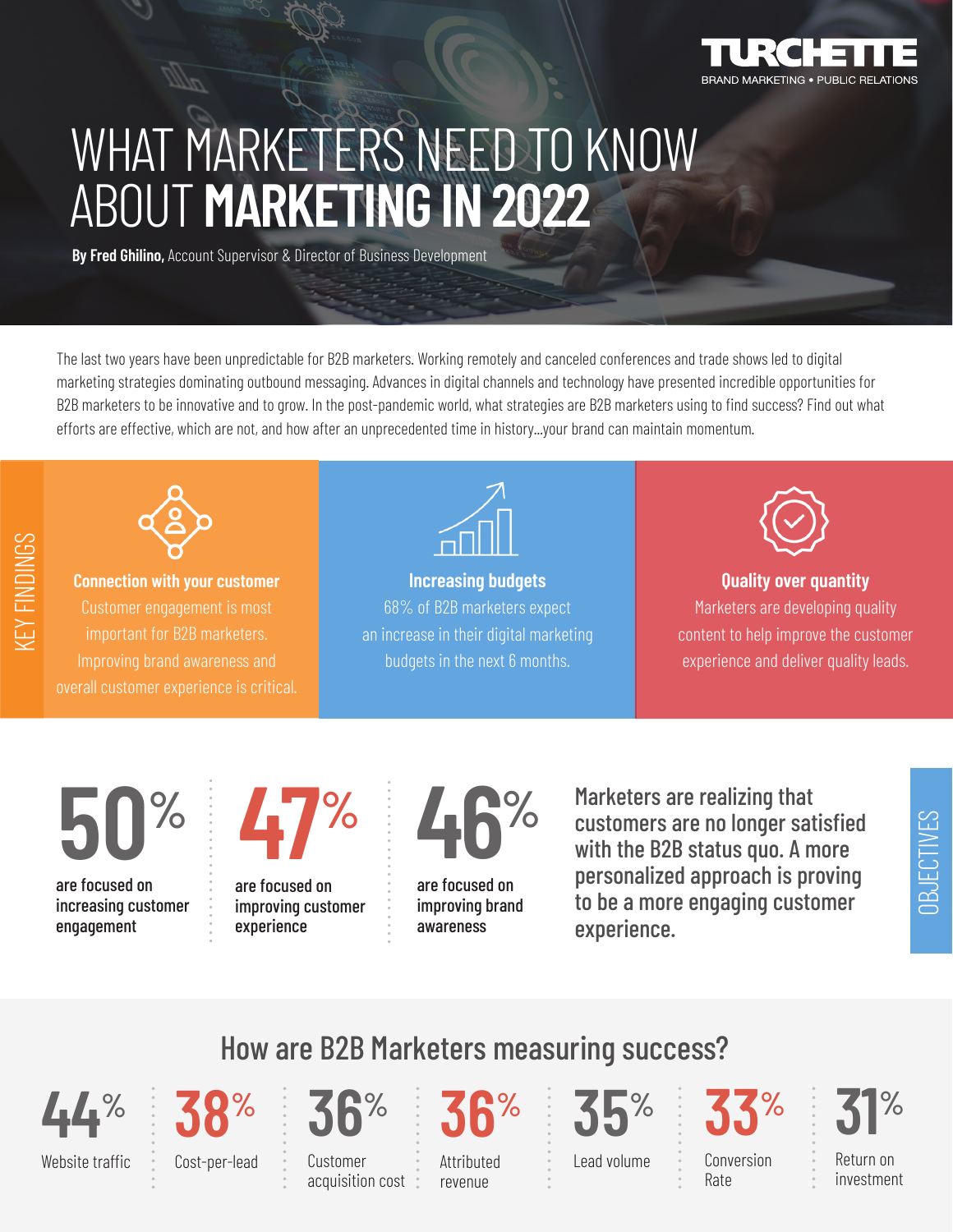TURCHETTE
BRAND MARKETING • PUBLIC RELATIONS

# WHAT MARKETERS NEED TO KNOW ABOUT **MARKETING IN 2022**

**By Fred Ghilino,** Account Supervisor & Director of Business Development

The last two years have been unpredictable for B2B marketers. Working remotely and canceled conferences and trade shows led to digital marketing strategies dominating outbound messaging. Advances in digital channels and technology have presented incredible opportunities for B2B marketers to be innovative and to grow. In the post-pandemic world, what strategies are B2B marketers using to find success? Find out what efforts are effective, which are not, and how after an unprecedented time in history...your brand can maintain momentum.

## KEY FINDINGS

**Connection with your customer**
Customer engagement is most important for B2B marketers. Improving brand awareness and overall customer experience is critical.

**Increasing budgets**
68% of B2B marketers expect an increase in their digital marketing budgets in the next 6 months.

**Quality over quantity**
Marketers are developing quality content to help improve the customer experience and deliver quality leads.

## OBJECTIVES

**50%** are focused on increasing customer engagement

**47%** are focused on improving customer experience

**46%** are focused on improving brand awareness

Marketers are realizing that customers are no longer satisfied with the B2B status quo. A more personalized approach is proving to be a more engaging customer experience.

## How are B2B Marketers measuring success?

| 44% | 38% | 36% | 36% | 35% | 33% | 31% |
|---|---|---|---|---|---|---|
| Website traffic | Cost-per-lead | Customer acquisition cost | Attributed revenue | Lead volume | Conversion Rate | Return on investment |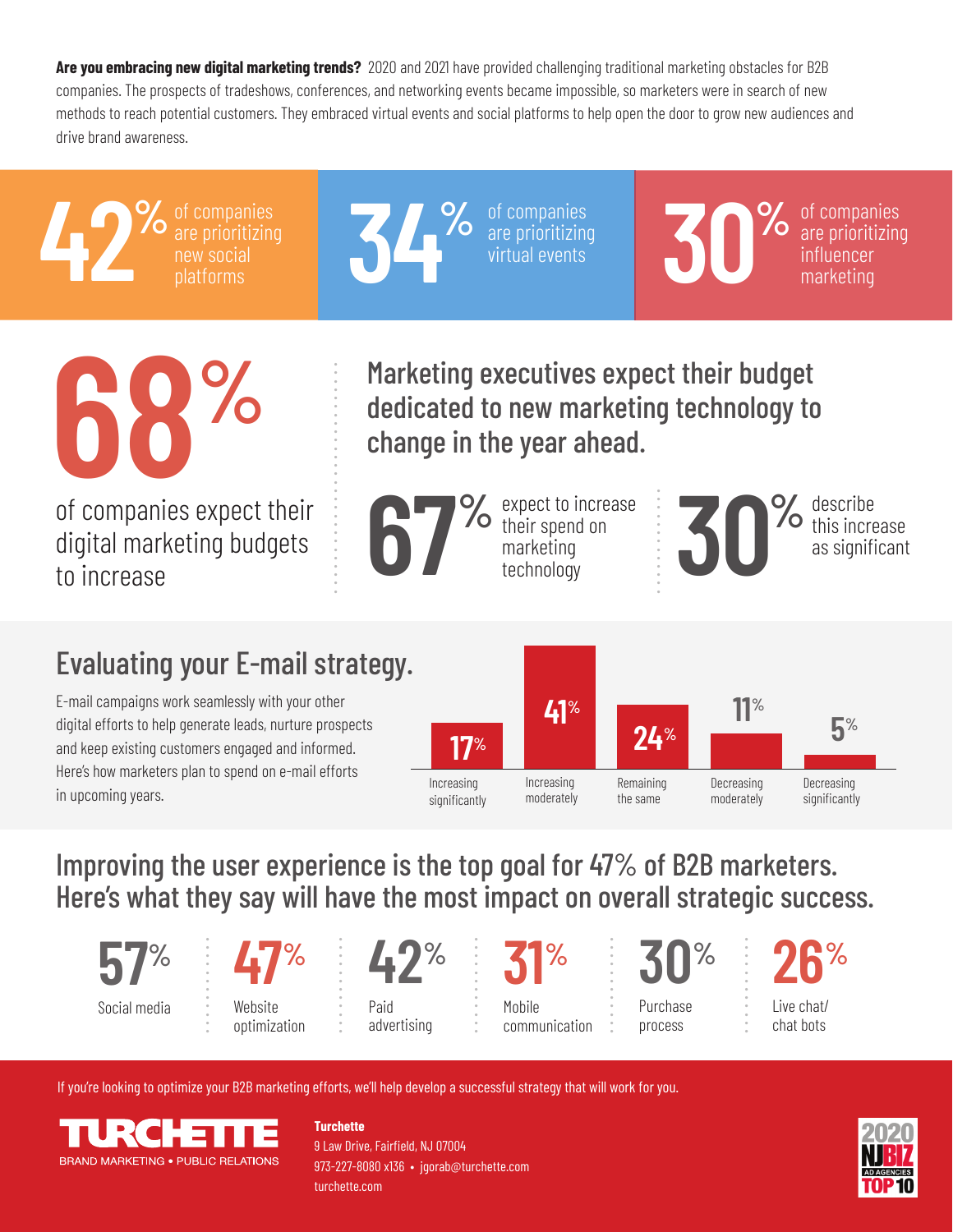**Are you embracing new digital marketing trends?** 2020 and 2021 have provided challenging traditional marketing obstacles for B2B companies. The prospects of tradeshows, conferences, and networking events became impossible, so marketers were in search of new methods to reach potential customers. They embraced virtual events and social platforms to help open the door to grow new audiences and drive brand awareness.

**42%** of companies are prioritizing new social platforms

**34%** of companies are prioritizing virtual events

**30%** of companies are prioritizing influencer marketing

**68%** of companies expect their digital marketing budgets to increase

## Marketing executives expect their budget dedicated to new marketing technology to change in the year ahead.

**67%** expect to increase their spend on marketing technology

**30%** describe this increase as significant

## Evaluating your E-mail strategy.

E-mail campaigns work seamlessly with your other digital efforts to help generate leads, nurture prospects and keep existing customers engaged and informed. Here's how marketers plan to spend on e-mail efforts in upcoming years.

17% Increasing significantly

41% Increasing moderately

24% Remaining the same

11% Decreasing moderately

5% Decreasing significantly

## Improving the user experience is the top goal for 47% of B2B marketers. Here's what they say will have the most impact on overall strategic success.

**57%** Social media

**47%** Website optimization

**42%** Paid advertising

**31%** Mobile communication

**30%** Purchase process

**26%** Live chat/ chat bots

If you're looking to optimize your B2B marketing efforts, we'll help develop a successful strategy that will work for you.

TURCHETTE
BRAND MARKETING • PUBLIC RELATIONS

**Turchette**
9 Law Drive, Fairfield, NJ 07004
973-227-8080 x136 • jgorab@turchette.com
turchette.com

2020 NJBIZ AD AGENCIES TOP 10